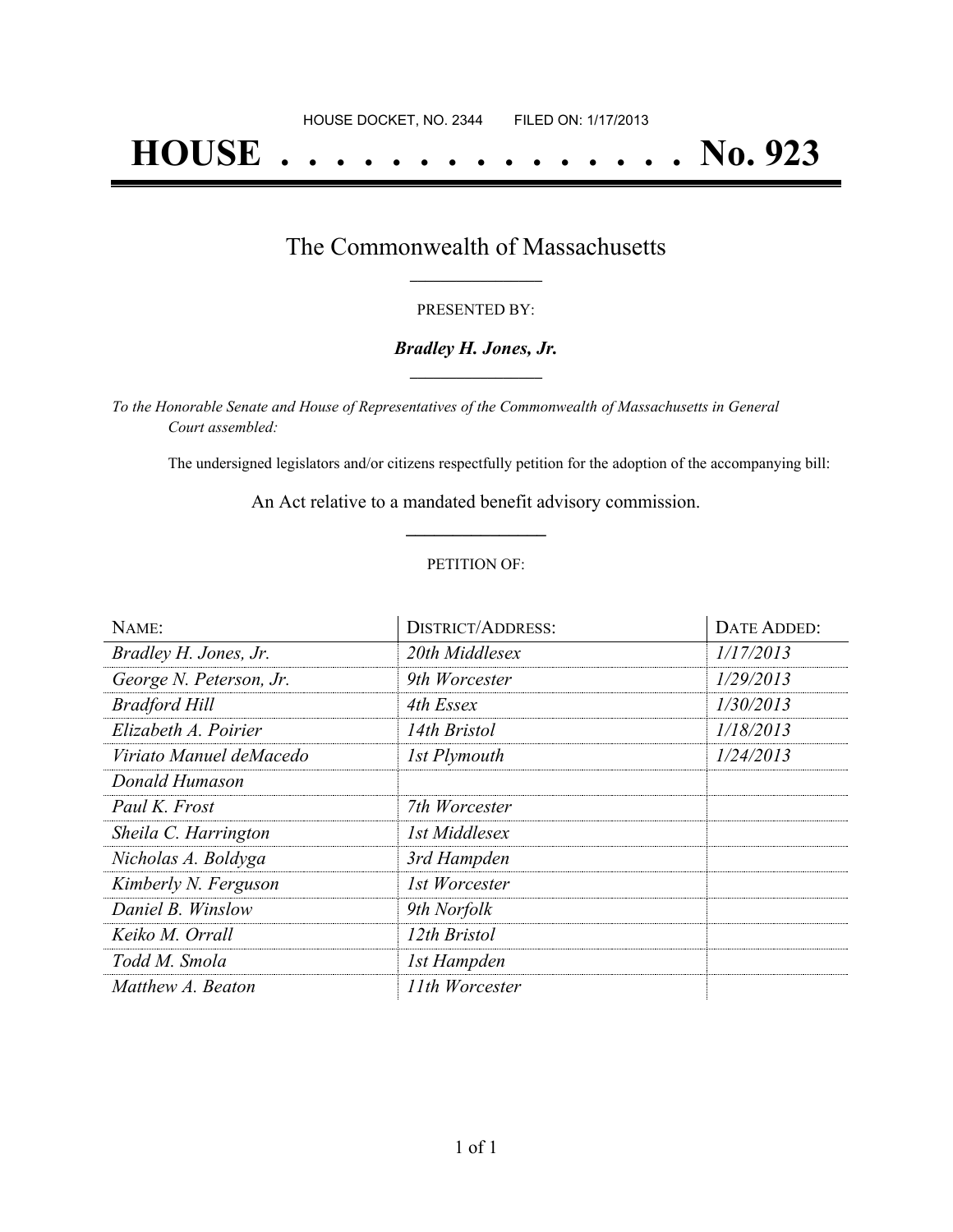HOUSE DOCKET, NO. 2344 FILED ON: 1/17/2013

# HOUSE . . . . . . . . . . . . . . . No. 923

## The Commonwealth of Massachusetts

PRESENTED BY:

***Bradley H. Jones, Jr.***

*To the Honorable Senate and House of Representatives of the Commonwealth of Massachusetts in General Court assembled:*

The undersigned legislators and/or citizens respectfully petition for the adoption of the accompanying bill:

An Act relative to a mandated benefit advisory commission.

PETITION OF:

| NAME: | DISTRICT/ADDRESS: | DATE ADDED: |
|---|---|---|
| *Bradley H. Jones, Jr.* | *20th Middlesex* | *1/17/2013* |
| *George N. Peterson, Jr.* | *9th Worcester* | *1/29/2013* |
| *Bradford Hill* | *4th Essex* | *1/30/2013* |
| *Elizabeth A. Poirier* | *14th Bristol* | *1/18/2013* |
| *Viriato Manuel deMacedo* | *1st Plymouth* | *1/24/2013* |
| *Donald Humason* | | |
| *Paul K. Frost* | *7th Worcester* | |
| *Sheila C. Harrington* | *1st Middlesex* | |
| *Nicholas A. Boldyga* | *3rd Hampden* | |
| *Kimberly N. Ferguson* | *1st Worcester* | |
| *Daniel B. Winslow* | *9th Norfolk* | |
| *Keiko M. Orrall* | *12th Bristol* | |
| *Todd M. Smola* | *1st Hampden* | |
| *Matthew A. Beaton* | *11th Worcester* | |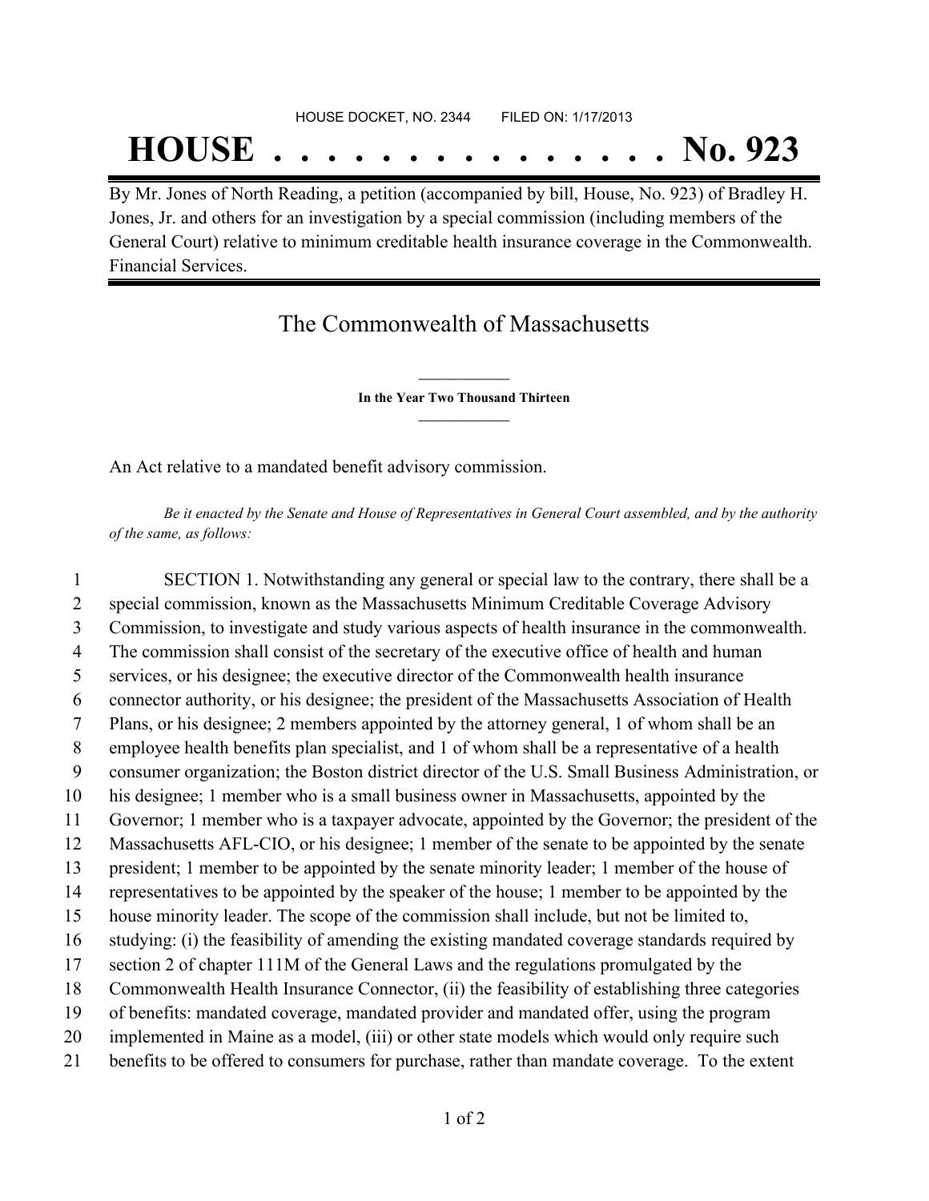HOUSE DOCKET, NO. 2344        FILED ON: 1/17/2013

# HOUSE . . . . . . . . . . . . . . . No. 923

By Mr. Jones of North Reading, a petition (accompanied by bill, House, No. 923) of Bradley H. Jones, Jr. and others for an investigation by a special commission (including members of the General Court) relative to minimum creditable health insurance coverage in the Commonwealth. Financial Services.

## The Commonwealth of Massachusetts

**In the Year Two Thousand Thirteen**

An Act relative to a mandated benefit advisory commission.

*Be it enacted by the Senate and House of Representatives in General Court assembled, and by the authority of the same, as follows:*

1 SECTION 1. Notwithstanding any general or special law to the contrary, there shall be a
2 special commission, known as the Massachusetts Minimum Creditable Coverage Advisory
3 Commission, to investigate and study various aspects of health insurance in the commonwealth.
4 The commission shall consist of the secretary of the executive office of health and human
5 services, or his designee; the executive director of the Commonwealth health insurance
6 connector authority, or his designee; the president of the Massachusetts Association of Health
7 Plans, or his designee; 2 members appointed by the attorney general, 1 of whom shall be an
8 employee health benefits plan specialist, and 1 of whom shall be a representative of a health
9 consumer organization; the Boston district director of the U.S. Small Business Administration, or
10 his designee; 1 member who is a small business owner in Massachusetts, appointed by the
11 Governor; 1 member who is a taxpayer advocate, appointed by the Governor; the president of the
12 Massachusetts AFL-CIO, or his designee; 1 member of the senate to be appointed by the senate
13 president; 1 member to be appointed by the senate minority leader; 1 member of the house of
14 representatives to be appointed by the speaker of the house; 1 member to be appointed by the
15 house minority leader. The scope of the commission shall include, but not be limited to,
16 studying: (i) the feasibility of amending the existing mandated coverage standards required by
17 section 2 of chapter 111M of the General Laws and the regulations promulgated by the
18 Commonwealth Health Insurance Connector, (ii) the feasibility of establishing three categories
19 of benefits: mandated coverage, mandated provider and mandated offer, using the program
20 implemented in Maine as a model, (iii) or other state models which would only require such
21 benefits to be offered to consumers for purchase, rather than mandate coverage. To the extent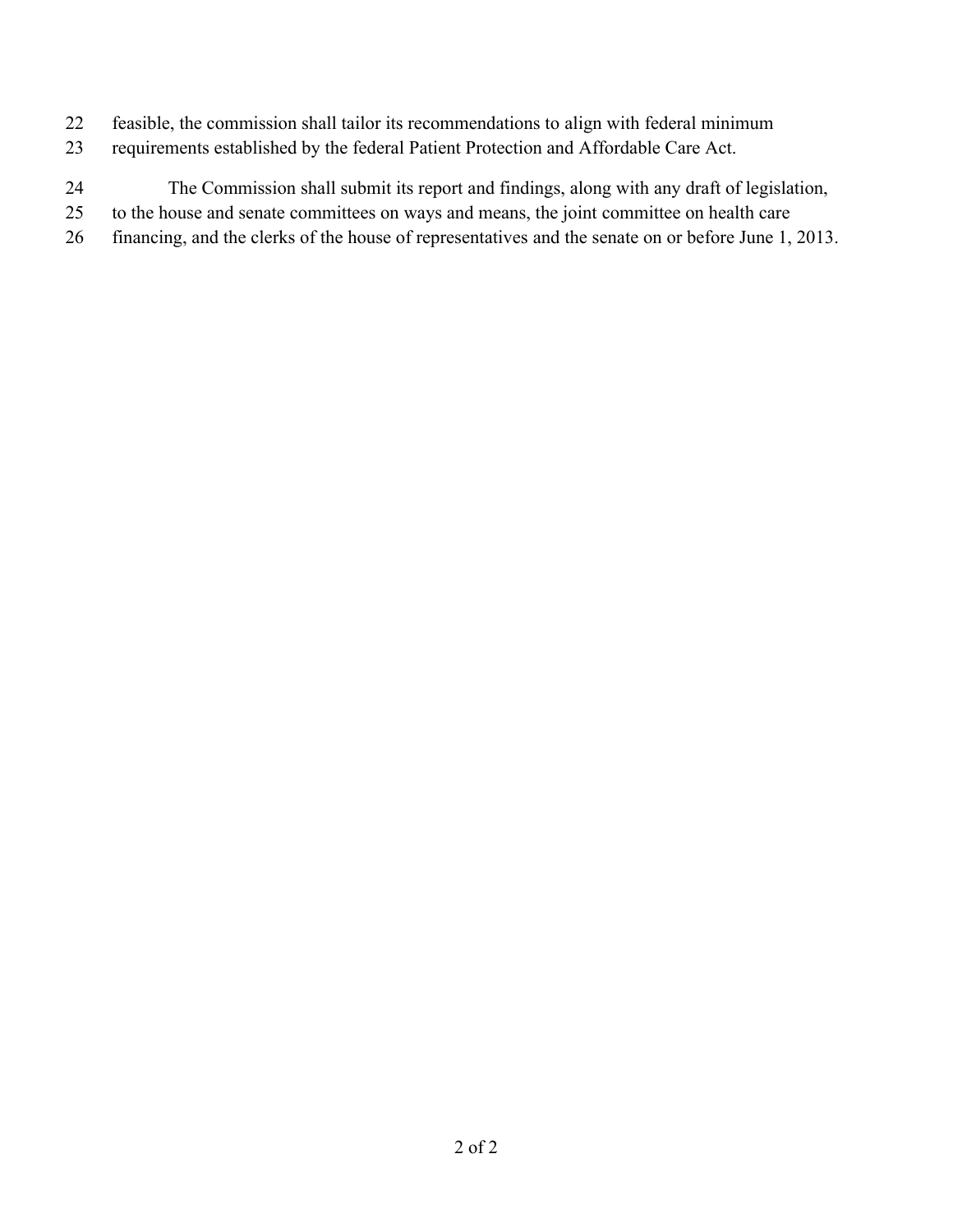feasible, the commission shall tailor its recommendations to align with federal minimum requirements established by the federal Patient Protection and Affordable Care Act.

The Commission shall submit its report and findings, along with any draft of legislation, to the house and senate committees on ways and means, the joint committee on health care financing, and the clerks of the house of representatives and the senate on or before June 1, 2013.